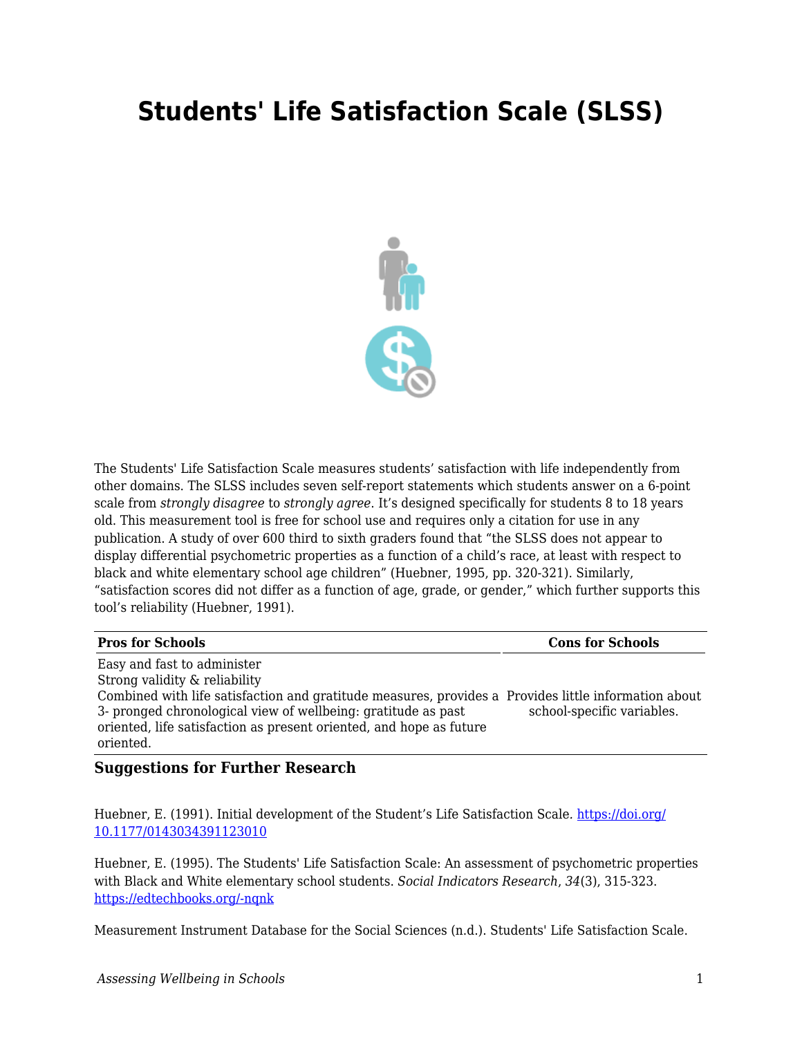# Students' Life Satisfaction Scale (SLSS)

The Students' Life Satisfaction Scale measures students' satisfaction with life independently from other domains. The SLSS includes seven self-report statements which students answer on a 6-point scale from *strongly disagree* to *strongly agree*. It's designed specifically for students 8 to 18 years old. This measurement tool is free for school use and requires only a citation for use in any publication. A study of over 600 third to sixth graders found that "the SLSS does not appear to display differential psychometric properties as a function of a child's race, at least with respect to black and white elementary school age children" (Huebner, 1995, pp. 320-321). Similarly, "satisfaction scores did not differ as a function of age, grade, or gender," which further supports this tool's reliability (Huebner, 1991).

| Pros for Schools | Cons for Schools |
| --- | --- |
| Easy and fast to administer<br>Strong validity & reliability<br>Combined with life satisfaction and gratitude measures, provides a 3- pronged chronological view of wellbeing: gratitude as past oriented, life satisfaction as present oriented, and hope as future oriented. | Provides little information about school-specific variables. |

### Suggestions for Further Research

Huebner, E. (1991). Initial development of the Student's Life Satisfaction Scale. https://doi.org/10.1177/0143034391123010

Huebner, E. (1995). The Students' Life Satisfaction Scale: An assessment of psychometric properties with Black and White elementary school students. *Social Indicators Research*, *34*(3), 315-323. https://edtechbooks.org/-nqnk

Measurement Instrument Database for the Social Sciences (n.d.). Students' Life Satisfaction Scale.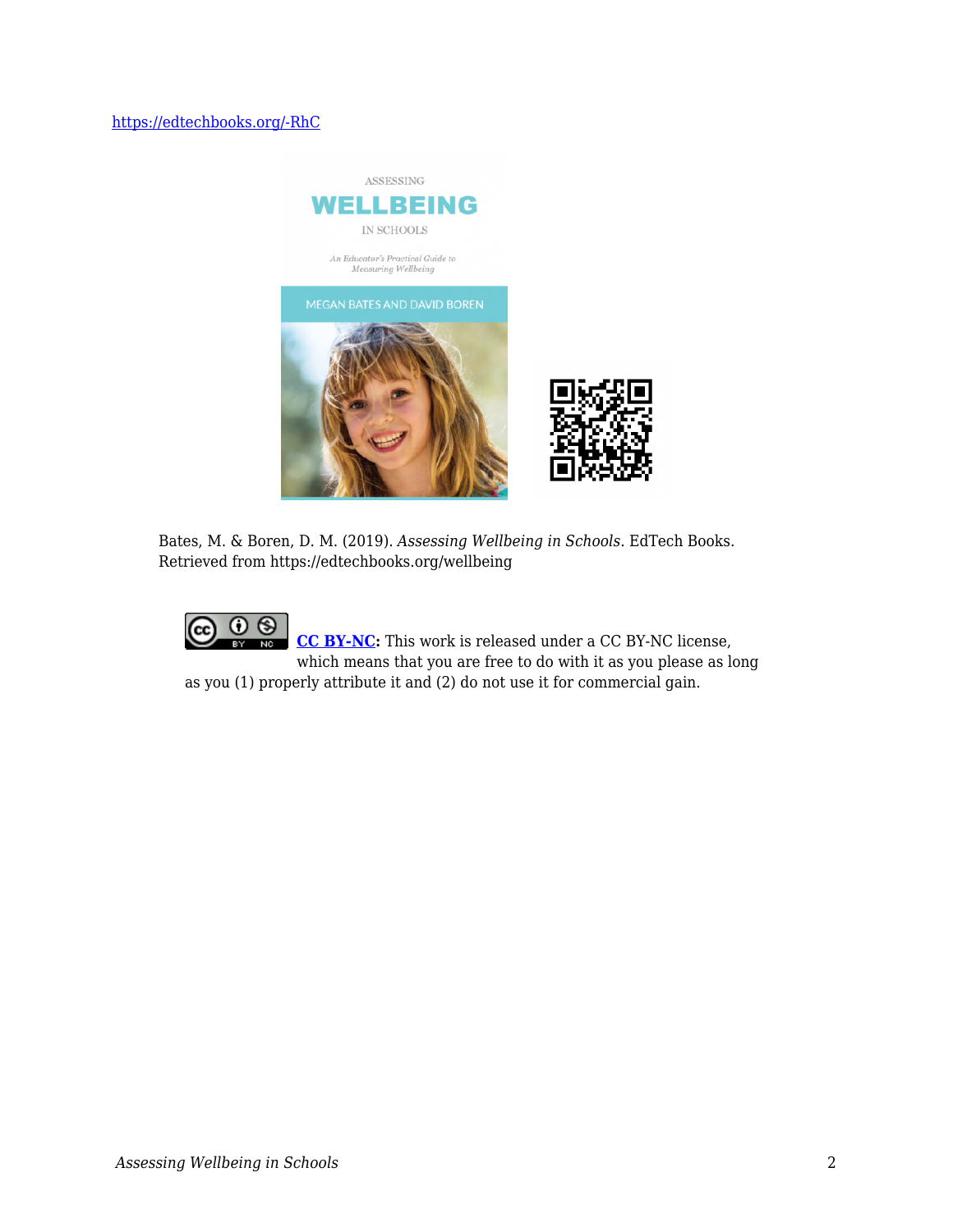https://edtechbooks.org/-RhC

Bates, M. & Boren, D. M. (2019). *Assessing Wellbeing in Schools*. EdTech Books. Retrieved from https://edtechbooks.org/wellbeing

**CC BY-NC:** This work is released under a CC BY-NC license, which means that you are free to do with it as you please as long as you (1) properly attribute it and (2) do not use it for commercial gain.